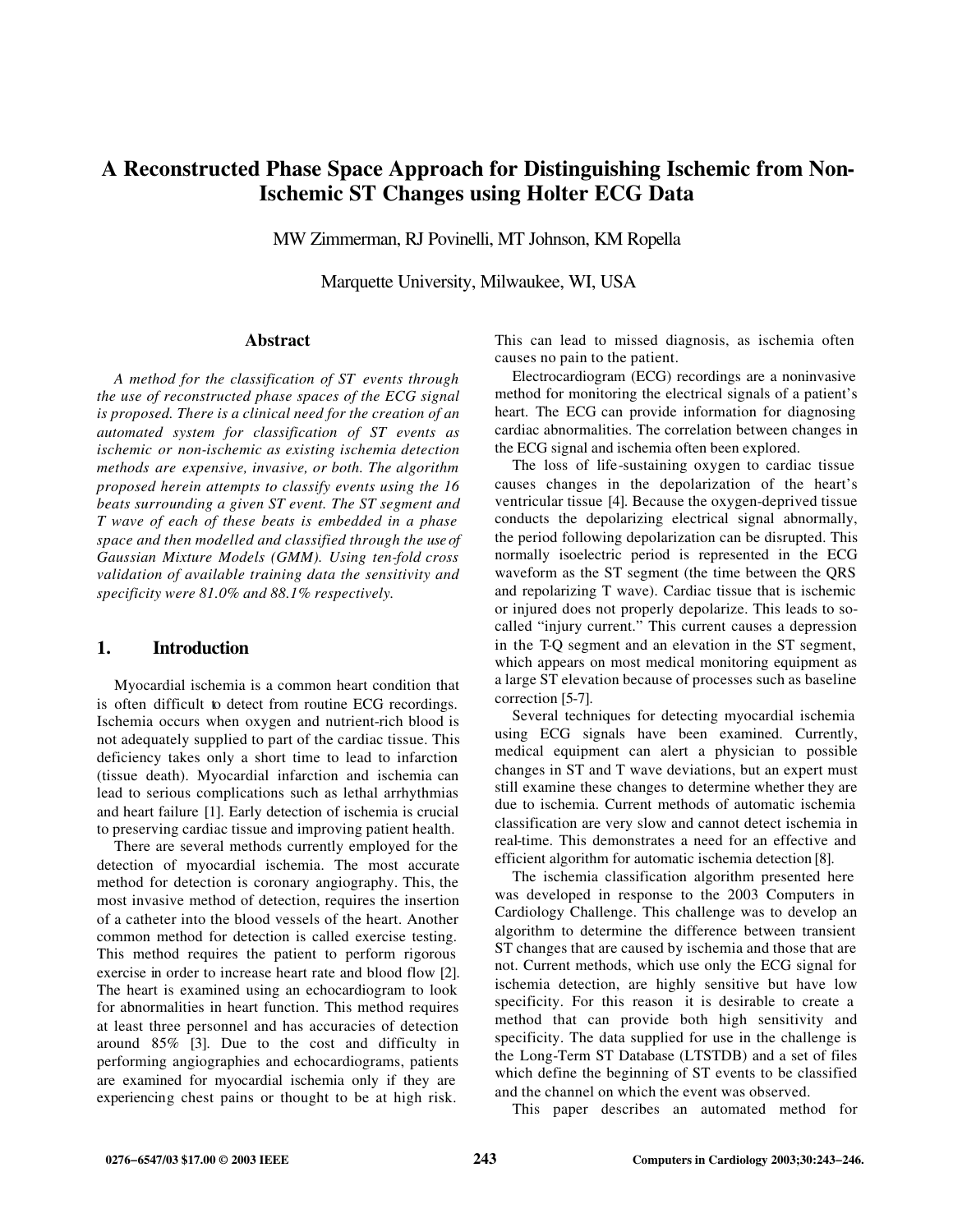# A Reconstructed Phase Space Approach for Distinguishing Ischemic from Non-Ischemic ST Changes using Holter ECG Data

MW Zimmerman, RJ Povinelli, MT Johnson, KM Ropella

Marquette University, Milwaukee, WI, USA

## Abstract

*A method for the classification of ST events through the use of reconstructed phase spaces of the ECG signal is proposed. There is a clinical need for the creation of an automated system for classification of ST events as ischemic or non-ischemic as existing ischemia detection methods are expensive, invasive, or both. The algorithm proposed herein attempts to classify events using the 16 beats surrounding a given ST event. The ST segment and T wave of each of these beats is embedded in a phase space and then modelled and classified through the use of Gaussian Mixture Models (GMM). Using ten-fold cross validation of available training data the sensitivity and specificity were 81.0% and 88.1% respectively.*

## 1. Introduction

Myocardial ischemia is a common heart condition that is often difficult to detect from routine ECG recordings. Ischemia occurs when oxygen and nutrient-rich blood is not adequately supplied to part of the cardiac tissue. This deficiency takes only a short time to lead to infarction (tissue death). Myocardial infarction and ischemia can lead to serious complications such as lethal arrhythmias and heart failure [1]. Early detection of ischemia is crucial to preserving cardiac tissue and improving patient health.

There are several methods currently employed for the detection of myocardial ischemia. The most accurate method for detection is coronary angiography. This, the most invasive method of detection, requires the insertion of a catheter into the blood vessels of the heart. Another common method for detection is called exercise testing. This method requires the patient to perform rigorous exercise in order to increase heart rate and blood flow [2]. The heart is examined using an echocardiogram to look for abnormalities in heart function. This method requires at least three personnel and has accuracies of detection around 85% [3]. Due to the cost and difficulty in performing angiographies and echocardiograms, patients are examined for myocardial ischemia only if they are experiencing chest pains or thought to be at high risk. This can lead to missed diagnosis, as ischemia often causes no pain to the patient.

Electrocardiogram (ECG) recordings are a noninvasive method for monitoring the electrical signals of a patient's heart. The ECG can provide information for diagnosing cardiac abnormalities. The correlation between changes in the ECG signal and ischemia often been explored.

The loss of life-sustaining oxygen to cardiac tissue causes changes in the depolarization of the heart's ventricular tissue [4]. Because the oxygen-deprived tissue conducts the depolarizing electrical signal abnormally, the period following depolarization can be disrupted. This normally isoelectric period is represented in the ECG waveform as the ST segment (the time between the QRS and repolarizing T wave). Cardiac tissue that is ischemic or injured does not properly depolarize. This leads to so-called "injury current." This current causes a depression in the T-Q segment and an elevation in the ST segment, which appears on most medical monitoring equipment as a large ST elevation because of processes such as baseline correction [5-7].

Several techniques for detecting myocardial ischemia using ECG signals have been examined. Currently, medical equipment can alert a physician to possible changes in ST and T wave deviations, but an expert must still examine these changes to determine whether they are due to ischemia. Current methods of automatic ischemia classification are very slow and cannot detect ischemia in real-time. This demonstrates a need for an effective and efficient algorithm for automatic ischemia detection [8].

The ischemia classification algorithm presented here was developed in response to the 2003 Computers in Cardiology Challenge. This challenge was to develop an algorithm to determine the difference between transient ST changes that are caused by ischemia and those that are not. Current methods, which use only the ECG signal for ischemia detection, are highly sensitive but have low specificity. For this reason it is desirable to create a method that can provide both high sensitivity and specificity. The data supplied for use in the challenge is the Long-Term ST Database (LTSTDB) and a set of files which define the beginning of ST events to be classified and the channel on which the event was observed.

This paper describes an automated method for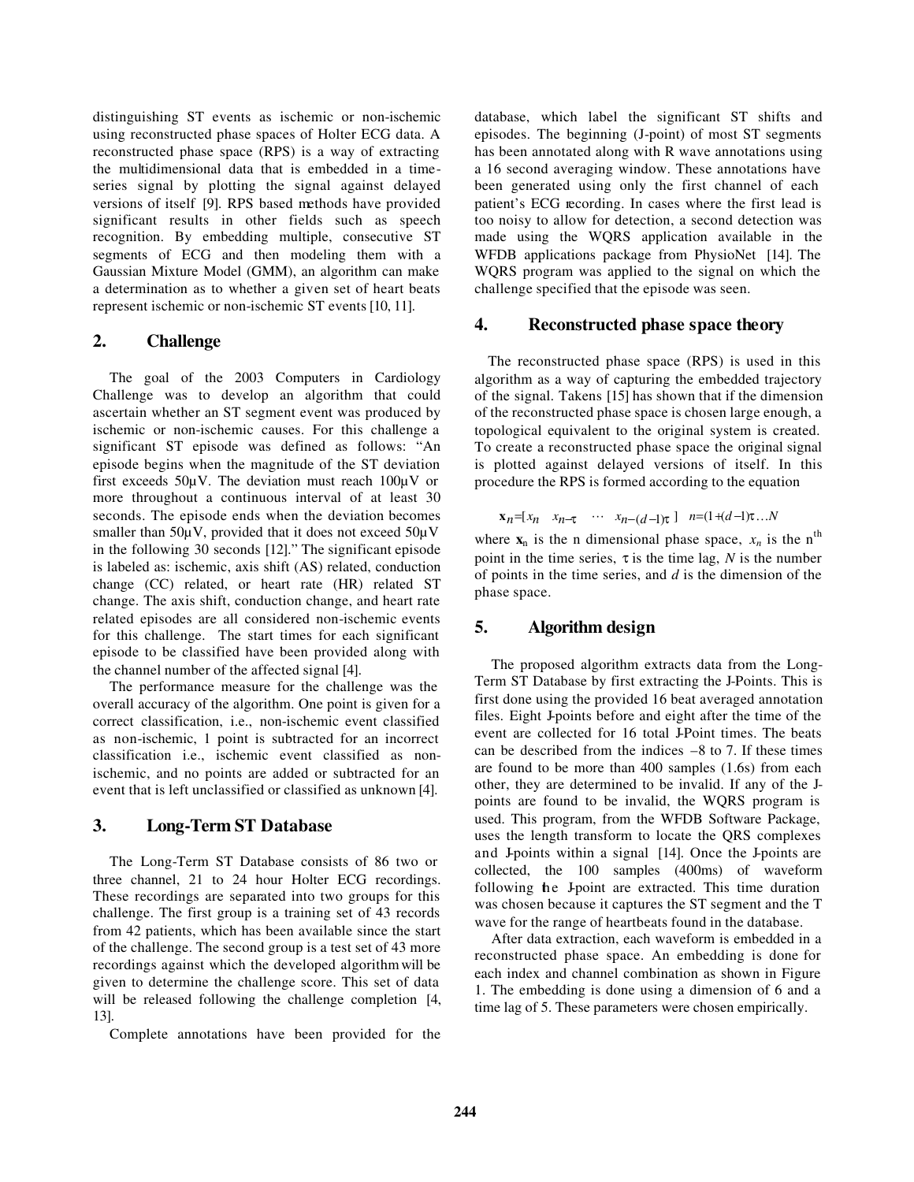distinguishing ST events as ischemic or non-ischemic using reconstructed phase spaces of Holter ECG data. A reconstructed phase space (RPS) is a way of extracting the multidimensional data that is embedded in a time-series signal by plotting the signal against delayed versions of itself [9]. RPS based methods have provided significant results in other fields such as speech recognition. By embedding multiple, consecutive ST segments of ECG and then modeling them with a Gaussian Mixture Model (GMM), an algorithm can make a determination as to whether a given set of heart beats represent ischemic or non-ischemic ST events [10, 11].

## 2. Challenge

The goal of the 2003 Computers in Cardiology Challenge was to develop an algorithm that could ascertain whether an ST segment event was produced by ischemic or non-ischemic causes. For this challenge a significant ST episode was defined as follows: "An episode begins when the magnitude of the ST deviation first exceeds 50μV. The deviation must reach 100μV or more throughout a continuous interval of at least 30 seconds. The episode ends when the deviation becomes smaller than 50μV, provided that it does not exceed 50μV in the following 30 seconds [12]." The significant episode is labeled as: ischemic, axis shift (AS) related, conduction change (CC) related, or heart rate (HR) related ST change. The axis shift, conduction change, and heart rate related episodes are all considered non-ischemic events for this challenge. The start times for each significant episode to be classified have been provided along with the channel number of the affected signal [4].

The performance measure for the challenge was the overall accuracy of the algorithm. One point is given for a correct classification, i.e., non-ischemic event classified as non-ischemic, 1 point is subtracted for an incorrect classification i.e., ischemic event classified as non-ischemic, and no points are added or subtracted for an event that is left unclassified or classified as unknown [4].

## 3. Long-Term ST Database

The Long-Term ST Database consists of 86 two or three channel, 21 to 24 hour Holter ECG recordings. These recordings are separated into two groups for this challenge. The first group is a training set of 43 records from 42 patients, which has been available since the start of the challenge. The second group is a test set of 43 more recordings against which the developed algorithm will be given to determine the challenge score. This set of data will be released following the challenge completion [4, 13].

Complete annotations have been provided for the database, which label the significant ST shifts and episodes. The beginning (J-point) of most ST segments has been annotated along with R wave annotations using a 16 second averaging window. These annotations have been generated using only the first channel of each patient's ECG recording. In cases where the first lead is too noisy to allow for detection, a second detection was made using the WQRS application available in the WFDB applications package from PhysioNet [14]. The WQRS program was applied to the signal on which the challenge specified that the episode was seen.

## 4. Reconstructed phase space theory

The reconstructed phase space (RPS) is used in this algorithm as a way of capturing the embedded trajectory of the signal. Takens [15] has shown that if the dimension of the reconstructed phase space is chosen large enough, a topological equivalent to the original system is created. To create a reconstructed phase space the original signal is plotted against delayed versions of itself. In this procedure the RPS is formed according to the equation

$$\mathbf{x}_n = [x_n \quad x_{n-\tau} \quad \cdots \quad x_{n-(d-1)\tau}] \quad n = (1+(d-1)\tau \ldots N$$

where $\mathbf{x}_n$ is the n dimensional phase space, $x_n$ is the n$^{th}$ point in the time series, $\tau$ is the time lag, $N$ is the number of points in the time series, and $d$ is the dimension of the phase space.

## 5. Algorithm design

The proposed algorithm extracts data from the Long-Term ST Database by first extracting the J-Points. This is first done using the provided 16 beat averaged annotation files. Eight J-points before and eight after the time of the event are collected for 16 total J-Point times. The beats can be described from the indices –8 to 7. If these times are found to be more than 400 samples (1.6s) from each other, they are determined to be invalid. If any of the J-points are found to be invalid, the WQRS program is used. This program, from the WFDB Software Package, uses the length transform to locate the QRS complexes and J-points within a signal [14]. Once the J-points are collected, the 100 samples (400ms) of waveform following the J-point are extracted. This time duration was chosen because it captures the ST segment and the T wave for the range of heartbeats found in the database.

After data extraction, each waveform is embedded in a reconstructed phase space. An embedding is done for each index and channel combination as shown in Figure 1. The embedding is done using a dimension of 6 and a time lag of 5. These parameters were chosen empirically.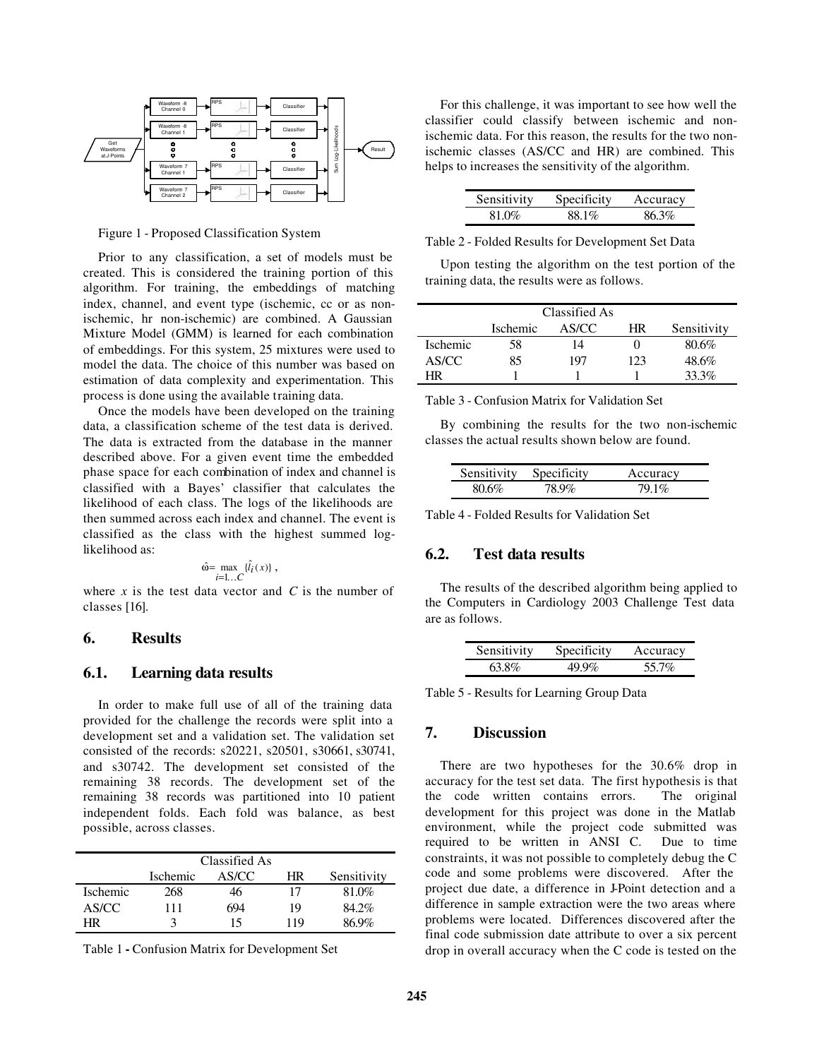Figure 1 - Proposed Classification System

Prior to any classification, a set of models must be created. This is considered the training portion of this algorithm. For training, the embeddings of matching index, channel, and event type (ischemic, cc or as non-ischemic, hr non-ischemic) are combined. A Gaussian Mixture Model (GMM) is learned for each combination of embeddings. For this system, 25 mixtures were used to model the data. The choice of this number was based on estimation of data complexity and experimentation. This process is done using the available training data.

Once the models have been developed on the training data, a classification scheme of the test data is derived. The data is extracted from the database in the manner described above. For a given event time the embedded phase space for each combination of index and channel is classified with a Bayes' classifier that calculates the likelihood of each class. The logs of the likelihoods are then summed across each index and channel. The event is classified as the class with the highest summed log-likelihood as:

$$\hat{\omega} = \max_{i=1\ldots C} \{\hat{l}_i(x)\},$$

where $x$ is the test data vector and $C$ is the number of classes [16].

## 6. Results

### 6.1. Learning data results

In order to make full use of all of the training data provided for the challenge the records were split into a development set and a validation set. The validation set consisted of the records: s20221, s20501, s30661, s30741, and s30742. The development set consisted of the remaining 38 records. The development set of the remaining 38 records was partitioned into 10 patient independent folds. Each fold was balance, as best possible, across classes.

| | Classified As | | | |
|---|---|---|---|---|
| | Ischemic | AS/CC | HR | Sensitivity |
| Ischemic | 268 | 46 | 17 | 81.0% |
| AS/CC | 111 | 694 | 19 | 84.2% |
| HR | 3 | 15 | 119 | 86.9% |

Table 1 **-** Confusion Matrix for Development Set

For this challenge, it was important to see how well the classifier could classify between ischemic and non-ischemic data. For this reason, the results for the two non-ischemic classes (AS/CC and HR) are combined. This helps to increases the sensitivity of the algorithm.

| Sensitivity | Specificity | Accuracy |
|---|---|---|
| 81.0% | 88.1% | 86.3% |

Table 2 - Folded Results for Development Set Data

Upon testing the algorithm on the test portion of the training data, the results were as follows.

| | Classified As | | | |
|---|---|---|---|---|
| | Ischemic | AS/CC | HR | Sensitivity |
| Ischemic | 58 | 14 | 0 | 80.6% |
| AS/CC | 85 | 197 | 123 | 48.6% |
| HR | 1 | 1 | 1 | 33.3% |

Table 3 - Confusion Matrix for Validation Set

By combining the results for the two non-ischemic classes the actual results shown below are found.

| Sensitivity | Specificity | Accuracy |
|---|---|---|
| 80.6% | 78.9% | 79.1% |

Table 4 - Folded Results for Validation Set

### 6.2. Test data results

The results of the described algorithm being applied to the Computers in Cardiology 2003 Challenge Test data are as follows.

| Sensitivity | Specificity | Accuracy |
|---|---|---|
| 63.8% | 49.9% | 55.7% |

Table 5 - Results for Learning Group Data

## 7. Discussion

There are two hypotheses for the 30.6% drop in accuracy for the test set data. The first hypothesis is that the code written contains errors. The original development for this project was done in the Matlab environment, while the project code submitted was required to be written in ANSI C. Due to time constraints, it was not possible to completely debug the C code and some problems were discovered. After the project due date, a difference in J-Point detection and a difference in sample extraction were the two areas where problems were located. Differences discovered after the final code submission date attribute to over a six percent drop in overall accuracy when the C code is tested on the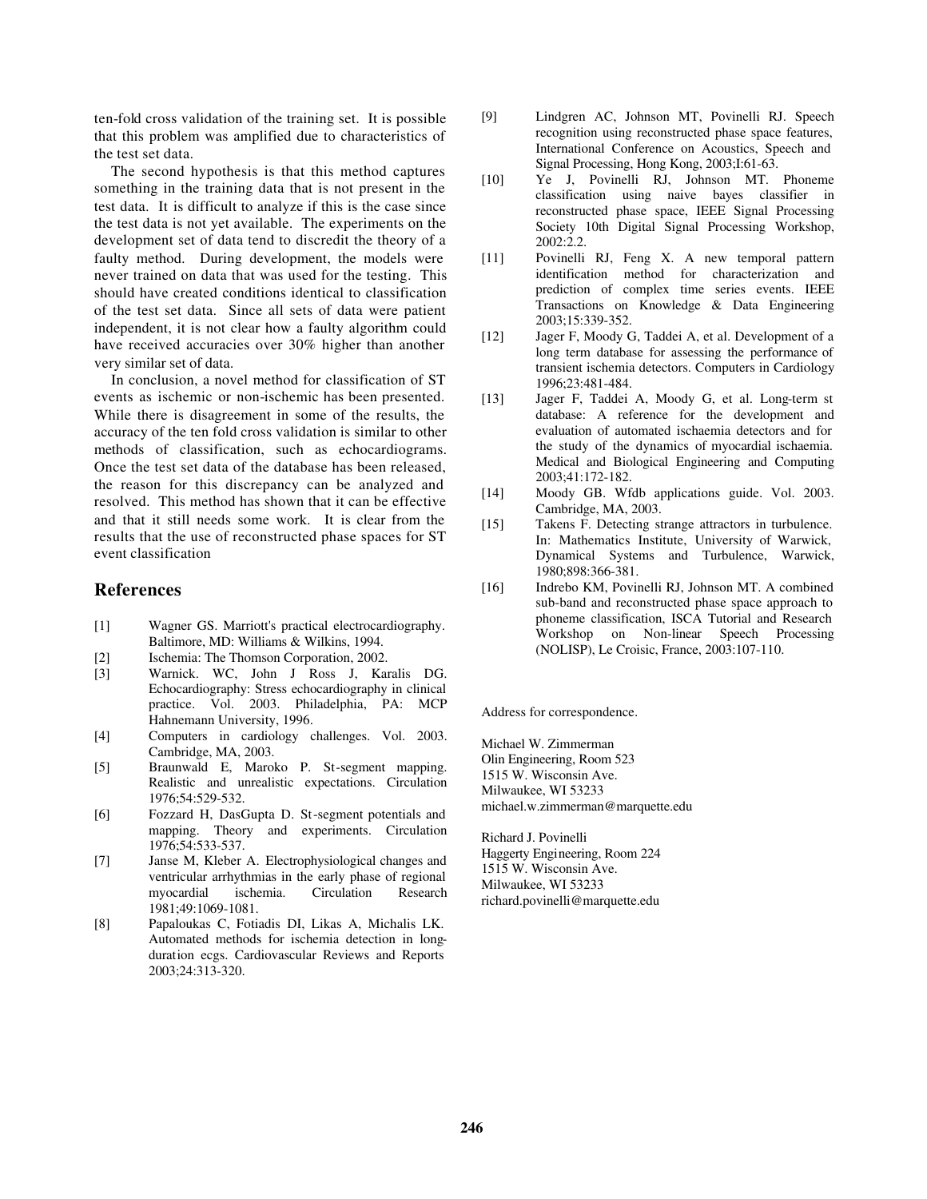ten-fold cross validation of the training set. It is possible that this problem was amplified due to characteristics of the test set data.

The second hypothesis is that this method captures something in the training data that is not present in the test data. It is difficult to analyze if this is the case since the test data is not yet available. The experiments on the development set of data tend to discredit the theory of a faulty method. During development, the models were never trained on data that was used for the testing. This should have created conditions identical to classification of the test set data. Since all sets of data were patient independent, it is not clear how a faulty algorithm could have received accuracies over 30% higher than another very similar set of data.

In conclusion, a novel method for classification of ST events as ischemic or non-ischemic has been presented. While there is disagreement in some of the results, the accuracy of the ten fold cross validation is similar to other methods of classification, such as echocardiograms. Once the test set data of the database has been released, the reason for this discrepancy can be analyzed and resolved. This method has shown that it can be effective and that it still needs some work. It is clear from the results that the use of reconstructed phase spaces for ST event classification

## References

[1] Wagner GS. Marriott's practical electrocardiography. Baltimore, MD: Williams & Wilkins, 1994.

[2] Ischemia: The Thomson Corporation, 2002.

[3] Warnick. WC, John J Ross J, Karalis DG. Echocardiography: Stress echocardiography in clinical practice. Vol. 2003. Philadelphia, PA: MCP Hahnemann University, 1996.

[4] Computers in cardiology challenges. Vol. 2003. Cambridge, MA, 2003.

[5] Braunwald E, Maroko P. St-segment mapping. Realistic and unrealistic expectations. Circulation 1976;54:529-532.

[6] Fozzard H, DasGupta D. St-segment potentials and mapping. Theory and experiments. Circulation 1976;54:533-537.

[7] Janse M, Kleber A. Electrophysiological changes and ventricular arrhythmias in the early phase of regional myocardial ischemia. Circulation Research 1981;49:1069-1081.

[8] Papaloukas C, Fotiadis DI, Likas A, Michalis LK. Automated methods for ischemia detection in long-duration ecgs. Cardiovascular Reviews and Reports 2003;24:313-320.

[9] Lindgren AC, Johnson MT, Povinelli RJ. Speech recognition using reconstructed phase space features, International Conference on Acoustics, Speech and Signal Processing, Hong Kong, 2003;I:61-63.

[10] Ye J, Povinelli RJ, Johnson MT. Phoneme classification using naive bayes classifier in reconstructed phase space, IEEE Signal Processing Society 10th Digital Signal Processing Workshop, 2002:2.2.

[11] Povinelli RJ, Feng X. A new temporal pattern identification method for characterization and prediction of complex time series events. IEEE Transactions on Knowledge & Data Engineering 2003;15:339-352.

[12] Jager F, Moody G, Taddei A, et al. Development of a long term database for assessing the performance of transient ischemia detectors. Computers in Cardiology 1996;23:481-484.

[13] Jager F, Taddei A, Moody G, et al. Long-term st database: A reference for the development and evaluation of automated ischaemia detectors and for the study of the dynamics of myocardial ischaemia. Medical and Biological Engineering and Computing 2003;41:172-182.

[14] Moody GB. Wfdb applications guide. Vol. 2003. Cambridge, MA, 2003.

[15] Takens F. Detecting strange attractors in turbulence. In: Mathematics Institute, University of Warwick, Dynamical Systems and Turbulence, Warwick, 1980;898:366-381.

[16] Indrebo KM, Povinelli RJ, Johnson MT. A combined sub-band and reconstructed phase space approach to phoneme classification, ISCA Tutorial and Research Workshop on Non-linear Speech Processing (NOLISP), Le Croisic, France, 2003:107-110.

Address for correspondence.

Michael W. Zimmerman
Olin Engineering, Room 523
1515 W. Wisconsin Ave.
Milwaukee, WI 53233
michael.w.zimmerman@marquette.edu

Richard J. Povinelli
Haggerty Engineering, Room 224
1515 W. Wisconsin Ave.
Milwaukee, WI 53233
richard.povinelli@marquette.edu